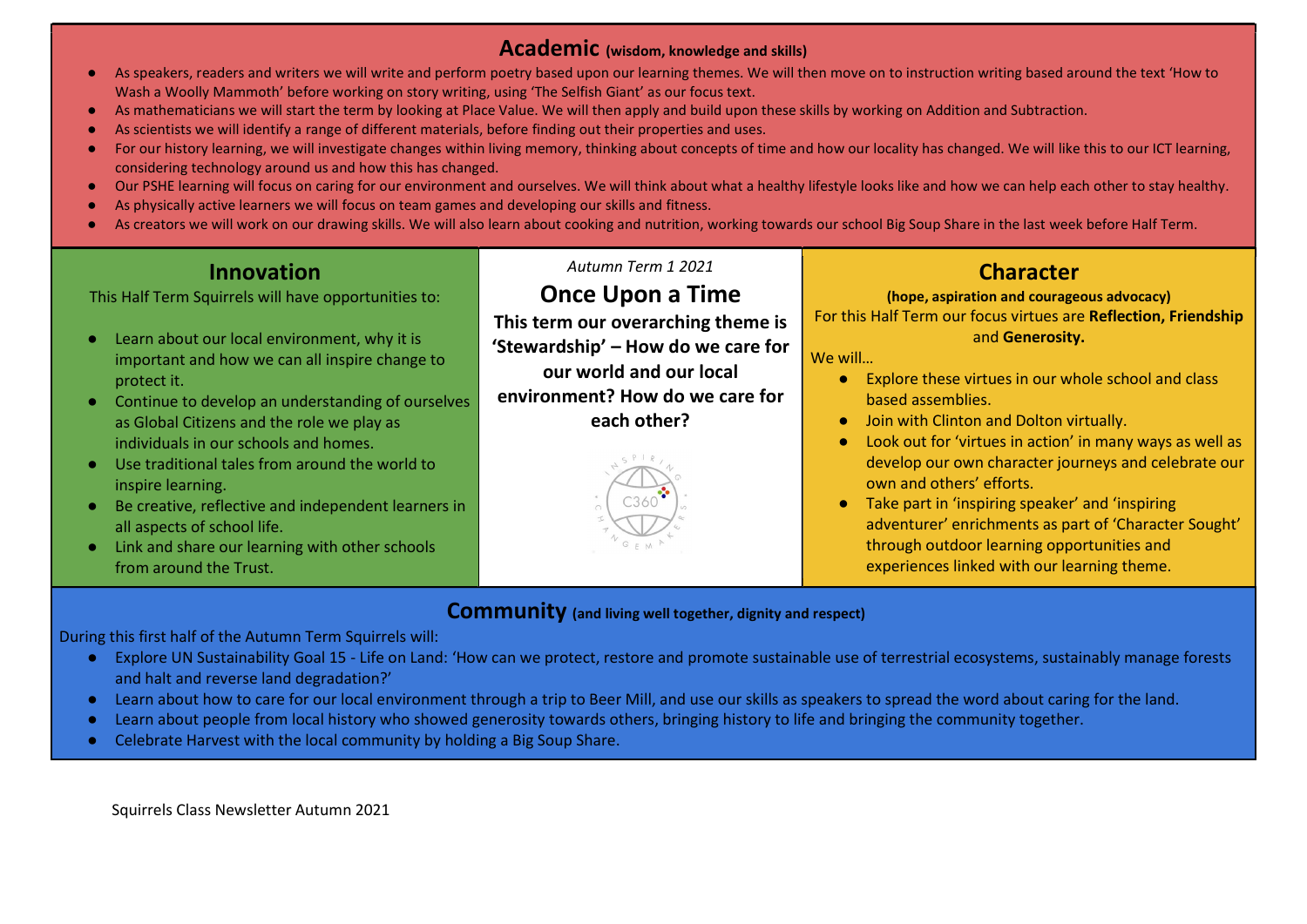## Academic (wisdom, knowledge and skills)

- As speakers, readers and writers we will write and perform poetry based upon our learning themes. We will then move on to instruction writing based around the text 'How to Wash a Woolly Mammoth' before working on story writing, using 'The Selfish Giant' as our focus text.
- As mathematicians we will start the term by looking at Place Value. We will then apply and build upon these skills by working on Addition and Subtraction.
- As scientists we will identify a range of different materials, before finding out their properties and uses.
- For our history learning, we will investigate changes within living memory, thinking about concepts of time and how our locality has changed. We will like this to our ICT learning, considering technology around us and how this has changed.
- Our PSHE learning will focus on caring for our environment and ourselves. We will think about what a healthy lifestyle looks like and how we can help each other to stay healthy.
- As physically active learners we will focus on team games and developing our skills and fitness.
- As creators we will work on our drawing skills. We will also learn about cooking and nutrition, working towards our school Big Soup Share in the last week before Half Term.

## Innovation

This Half Term Squirrels will have opportunities to:

- Learn about our local environment, why it is important and how we can all inspire change to protect it.
- Continue to develop an understanding of ourselves as Global Citizens and the role we play as individuals in our schools and homes.
- Use traditional tales from around the world to inspire learning.
- Be creative, reflective and independent learners in all aspects of school life.
- Link and share our learning with other schools from around the Trust.

*Autumn Term 1 2021*

# Once Upon a Time

**This term our overarching theme is 'Stewardship' – How do we care for our world and our local environment? How do we care for each other?**

## Character

**(hope, aspiration and courageous advocacy)**

For this Half Term our focus virtues are **Reflection, Friendship** and **Generosity.**

We will…

- Explore these virtues in our whole school and class based assemblies.
- Join with Clinton and Dolton virtually.
- Look out for 'virtues in action' in many ways as well as develop our own character journeys and celebrate our own and others' efforts.
- Take part in 'inspiring speaker' and 'inspiring adventurer' enrichments as part of 'Character Sought' through outdoor learning opportunities and experiences linked with our learning theme.

## Community (and living well together, dignity and respect)

During this first half of the Autumn Term Squirrels will:

- Explore UN Sustainability Goal 15 - Life on Land: 'How can we protect, restore and promote sustainable use of terrestrial ecosystems, sustainably manage forests and halt and reverse land degradation?'
- Learn about how to care for our local environment through a trip to Beer Mill, and use our skills as speakers to spread the word about caring for the land.
- Learn about people from local history who showed generosity towards others, bringing history to life and bringing the community together.
- Celebrate Harvest with the local community by holding a Big Soup Share.

Squirrels Class Newsletter Autumn 2021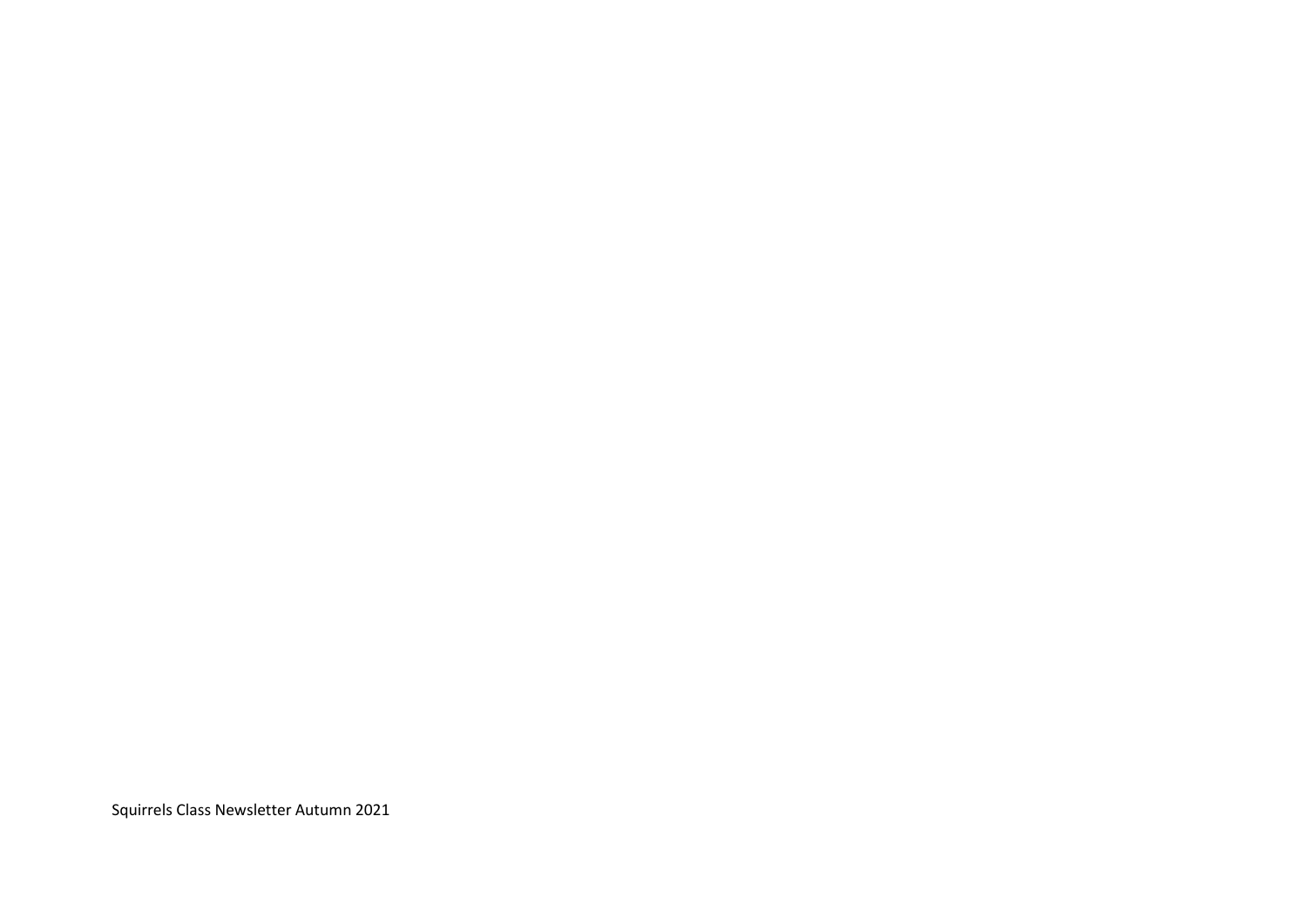Squirrels Class Newsletter Autumn 2021